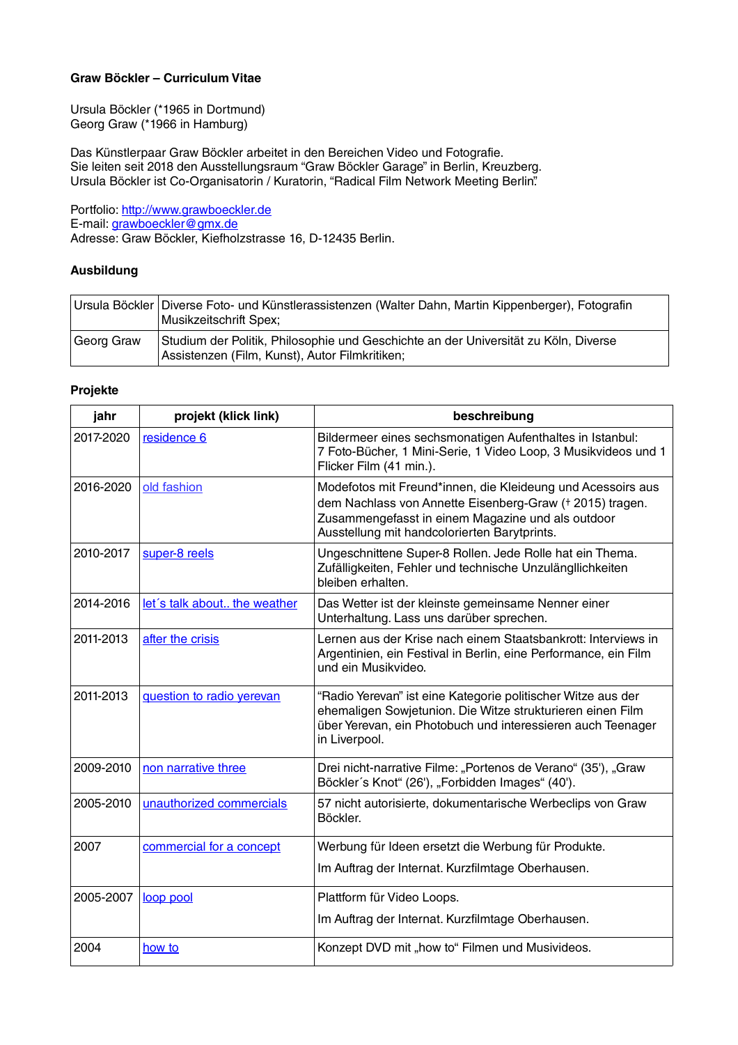**Graw Böckler – Curriculum Vitae**

Ursula Böckler (*1965 in Dortmund)
Georg Graw (*1966 in Hamburg)

Das Künstlerpaar Graw Böckler arbeitet in den Bereichen Video und Fotografie.
Sie leiten seit 2018 den Ausstellungsraum "Graw Böckler Garage" in Berlin, Kreuzberg.
Ursula Böckler ist Co-Organisatorin / Kuratorin, "Radical Film Network Meeting Berlin".

Portfolio: [http://www.grawboeckler.de](http://www.grawboeckler.de)
E-mail: [grawboeckler@gmx.de](mailto:grawboeckler@gmx.de)
Adresse: Graw Böckler, Kiefholzstrasse 16, D-12435 Berlin.

**Ausbildung**

| | |
|---|---|
| Ursula Böckler | Diverse Foto- und Künstlerassistenzen (Walter Dahn, Martin Kippenberger), Fotografin Musikzeitschrift Spex; |
| Georg Graw | Studium der Politik, Philosophie und Geschichte an der Universität zu Köln, Diverse Assistenzen (Film, Kunst), Autor Filmkritiken; |

**Projekte**

| jahr | projekt (klick link) | beschreibung |
|---|---|---|
| 2017-2020 | residence 6 | Bildermeer eines sechsmonatigen Aufenthaltes in Istanbul: 7 Foto-Bücher, 1 Mini-Serie, 1 Video Loop, 3 Musikvideos und 1 Flicker Film (41 min.). |
| 2016-2020 | old fashion | Modefotos mit Freund*innen, die Kleideung und Acessoirs aus dem Nachlass von Annette Eisenberg-Graw († 2015) tragen. Zusammengefasst in einem Magazine und als outdoor Ausstellung mit handcolorierten Barytprints. |
| 2010-2017 | super-8 reels | Ungeschnittene Super-8 Rollen. Jede Rolle hat ein Thema. Zufälligkeiten, Fehler und technische Unzulänglichkeiten bleiben erhalten. |
| 2014-2016 | let´s talk about.. the weather | Das Wetter ist der kleinste gemeinsame Nenner einer Unterhaltung. Lass uns darüber sprechen. |
| 2011-2013 | after the crisis | Lernen aus der Krise nach einem Staatsbankrott: Interviews in Argentinien, ein Festival in Berlin, eine Performance, ein Film und ein Musikvideo. |
| 2011-2013 | question to radio yerevan | "Radio Yerevan" ist eine Kategorie politischer Witze aus der ehemaligen Sowjetunion. Die Witze strukturieren einen Film über Yerevan, ein Photobuch und interessieren auch Teenager in Liverpool. |
| 2009-2010 | non narrative three | Drei nicht-narrative Filme: „Portenos de Verano" (35'), „Graw Böckler´s Knot" (26'), „Forbidden Images" (40'). |
| 2005-2010 | unauthorized commercials | 57 nicht autorisierte, dokumentarische Werbeclips von Graw Böckler. |
| 2007 | commercial for a concept | Werbung für Ideen ersetzt die Werbung für Produkte.<br><br>Im Auftrag der Internat. Kurzfilmtage Oberhausen. |
| 2005-2007 | loop pool | Plattform für Video Loops.<br><br>Im Auftrag der Internat. Kurzfilmtage Oberhausen. |
| 2004 | how to | Konzept DVD mit „how to" Filmen und Musivideos. |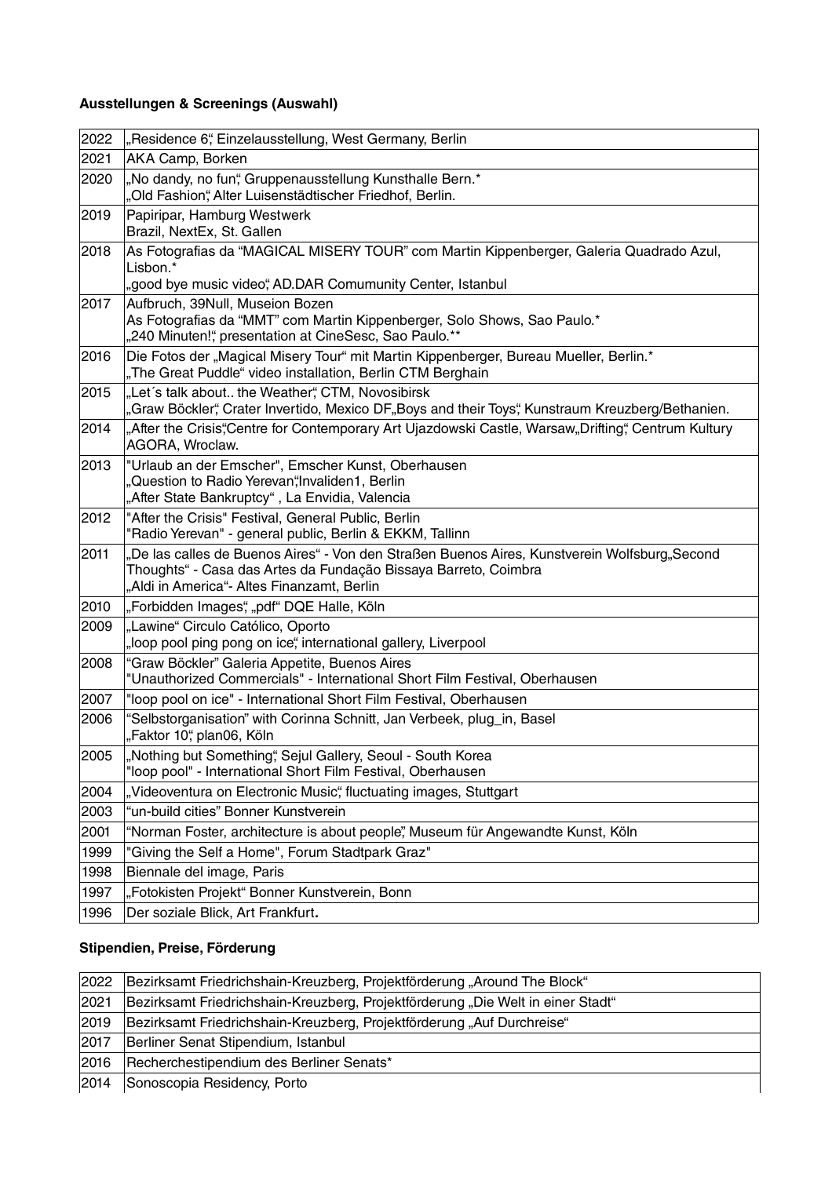### Ausstellungen & Screenings (Auswahl)

| | |
|---|---|
| 2022 | „Residence 6", Einzelausstellung, West Germany, Berlin |
| 2021 | AKA Camp, Borken |
| 2020 | „No dandy, no fun", Gruppenausstellung Kunsthalle Bern.*<br>„Old Fashion", Alter Luisenstädtischer Friedhof, Berlin. |
| 2019 | Papiripar, Hamburg Westwerk<br>Brazil, NextEx, St. Gallen |
| 2018 | As Fotografias da "MAGICAL MISERY TOUR" com Martin Kippenberger, Galeria Quadrado Azul, Lisbon.*<br>„good bye music video", AD.DAR Comumunity Center, Istanbul |
| 2017 | Aufbruch, 39Null, Museion Bozen<br>As Fotografias da "MMT" com Martin Kippenberger, Solo Shows, Sao Paulo.*<br>„240 Minuten!" presentation at CineSesc, Sao Paulo.** |
| 2016 | Die Fotos der „Magical Misery Tour" mit Martin Kippenberger, Bureau Mueller, Berlin.*<br>„The Great Puddle" video installation, Berlin CTM Berghain |
| 2015 | „Let´s talk about.. the Weather", CTM, Novosibirsk<br>„Graw Böckler", Crater Invertido, Mexico DF„Boys and their Toys", Kunstraum Kreuzberg/Bethanien. |
| 2014 | „After the Crisis",Centre for Contemporary Art Ujazdowski Castle, Warsaw„Drifting", Centrum Kultury AGORA, Wroclaw. |
| 2013 | "Urlaub an der Emscher", Emscher Kunst, Oberhausen<br>„Question to Radio Yerevan",Invaliden1, Berlin<br>„After State Bankruptcy" , La Envidia, Valencia |
| 2012 | "After the Crisis" Festival, General Public, Berlin<br>"Radio Yerevan" - general public, Berlin & EKKM, Tallinn |
| 2011 | „De las calles de Buenos Aires" - Von den Straßen Buenos Aires, Kunstverein Wolfsburg„Second Thoughts" - Casa das Artes da Fundação Bissaya Barreto, Coimbra<br>„Aldi in America"- Altes Finanzamt, Berlin |
| 2010 | „Forbidden Images", „pdf" DQE Halle, Köln |
| 2009 | „Lawine" Circulo Católico, Oporto<br>„loop pool ping pong on ice", international gallery, Liverpool |
| 2008 | "Graw Böckler" Galeria Appetite, Buenos Aires<br>"Unauthorized Commercials" - International Short Film Festival, Oberhausen |
| 2007 | "loop pool on ice" - International Short Film Festival, Oberhausen |
| 2006 | "Selbstorganisation" with Corinna Schnitt, Jan Verbeek, plug_in, Basel<br>„Faktor 10", plan06, Köln |
| 2005 | „Nothing but Something", Sejul Gallery, Seoul - South Korea<br>"loop pool" - International Short Film Festival, Oberhausen |
| 2004 | „Videoventura on Electronic Music", fluctuating images, Stuttgart |
| 2003 | "un-build cities" Bonner Kunstverein |
| 2001 | "Norman Foster, architecture is about people", Museum für Angewandte Kunst, Köln |
| 1999 | "Giving the Self a Home", Forum Stadtpark Graz" |
| 1998 | Biennale del image, Paris |
| 1997 | „Fotokisten Projekt" Bonner Kunstverein, Bonn |
| 1996 | Der soziale Blick, Art Frankfurt. |

### Stipendien, Preise, Förderung

| | |
|---|---|
| 2022 | Bezirksamt Friedrichshain-Kreuzberg, Projektförderung „Around The Block" |
| 2021 | Bezirksamt Friedrichshain-Kreuzberg, Projektförderung „Die Welt in einer Stadt" |
| 2019 | Bezirksamt Friedrichshain-Kreuzberg, Projektförderung „Auf Durchreise" |
| 2017 | Berliner Senat Stipendium, Istanbul |
| 2016 | Recherchestipendium des Berliner Senats* |
| 2014 | Sonoscopia Residency, Porto |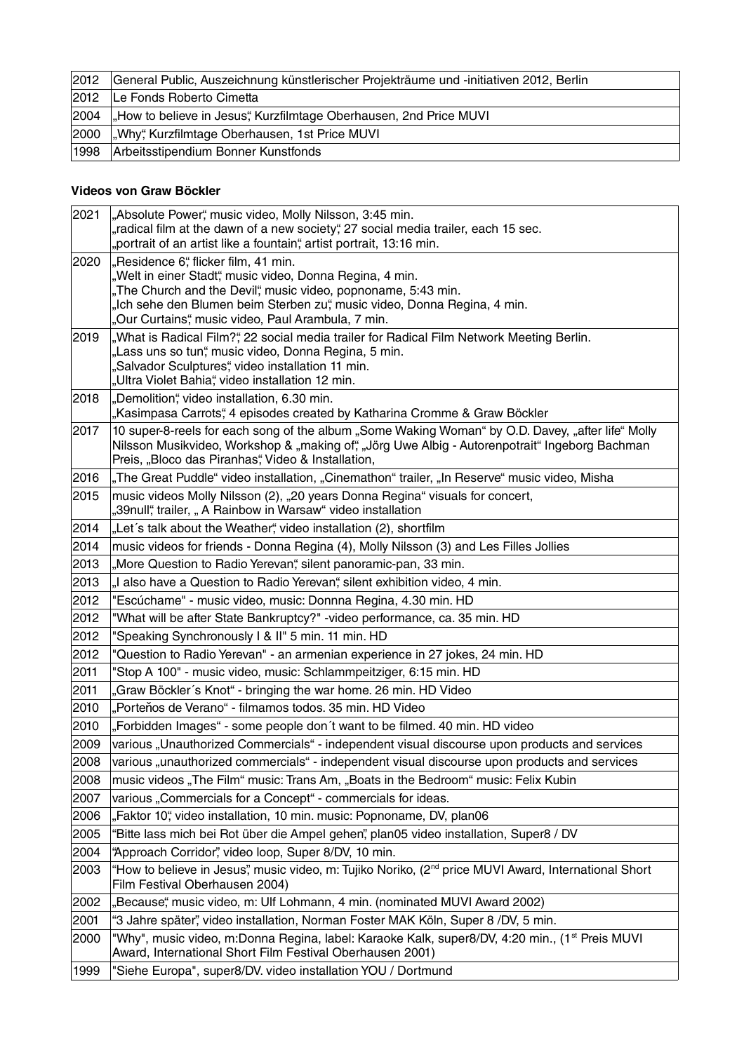| | |
|---|---|
| 2012 | General Public, Auszeichnung künstlerischer Projekträume und -initiativen 2012, Berlin |
| 2012 | Le Fonds Roberto Cimetta |
| 2004 | „How to believe in Jesus", Kurzfilmtage Oberhausen, 2nd Price MUVI |
| 2000 | „Why", Kurzfilmtage Oberhausen, 1st Price MUVI |
| 1998 | Arbeitsstipendium Bonner Kunstfonds |

**Videos von Graw Böckler**

| | |
|---|---|
| 2021 | „Absolute Power", music video, Molly Nilsson, 3:45 min.<br>„radical film at the dawn of a new society", 27 social media trailer, each 15 sec.<br>„portrait of an artist like a fountain", artist portrait, 13:16 min. |
| 2020 | „Residence 6", flicker film, 41 min.<br>„Welt in einer Stadt", music video, Donna Regina, 4 min.<br>„The Church and the Devil", music video, popnoname, 5:43 min.<br>„Ich sehe den Blumen beim Sterben zu", music video, Donna Regina, 4 min.<br>„Our Curtains", music video, Paul Arambula, 7 min. |
| 2019 | „What is Radical Film?", 22 social media trailer for Radical Film Network Meeting Berlin.<br>„Lass uns so tun", music video, Donna Regina, 5 min.<br>„Salvador Sculptures", video installation 11 min.<br>„Ultra Violet Bahia", video installation 12 min. |
| 2018 | „Demolition", video installation, 6.30 min.<br>„Kasimpasa Carrots", 4 episodes created by Katharina Cromme & Graw Böckler |
| 2017 | 10 super-8-reels for each song of the album „Some Waking Woman" by O.D. Davey, „after life" Molly Nilsson Musikvideo, Workshop & „making of", „Jörg Uwe Albig - Autorenpotrait" Ingeborg Bachman Preis, „Bloco das Piranhas", Video & Installation, |
| 2016 | „The Great Puddle" video installation, „Cinemathon" trailer, „In Reserve" music video, Misha |
| 2015 | music videos Molly Nilsson (2), „20 years Donna Regina" visuals for concert,<br>„39null", trailer, „ A Rainbow in Warsaw" video installation |
| 2014 | „Let´s talk about the Weather", video installation (2), shortfilm |
| 2014 | music videos for friends - Donna Regina (4), Molly Nilsson (3) and Les Filles Jollies |
| 2013 | „More Question to Radio Yerevan", silent panoramic-pan, 33 min. |
| 2013 | „I also have a Question to Radio Yerevan", silent exhibition video, 4 min. |
| 2012 | "Escúchame" - music video, music: Donnna Regina, 4.30 min. HD |
| 2012 | "What will be after State Bankruptcy?" -video performance, ca. 35 min. HD |
| 2012 | "Speaking Synchronously I & II" 5 min. 11 min. HD |
| 2012 | "Question to Radio Yerevan" - an armenian experience in 27 jokes, 24 min. HD |
| 2011 | "Stop A 100" - music video, music: Schlammpeitziger, 6:15 min. HD |
| 2011 | „Graw Böckler´s Knot" - bringing the war home. 26 min. HD Video |
| 2010 | „Porteňos de Verano" - filmamos todos. 35 min. HD Video |
| 2010 | „Forbidden Images" - some people don´t want to be filmed. 40 min. HD video |
| 2009 | various „Unauthorized Commercials" - independent visual discourse upon products and services |
| 2008 | various „unauthorized commercials" - independent visual discourse upon products and services |
| 2008 | music videos „The Film" music: Trans Am, „Boats in the Bedroom" music: Felix Kubin |
| 2007 | various „Commercials for a Concept" - commercials for ideas. |
| 2006 | „Faktor 10", video installation, 10 min. music: Popnoname, DV, plan06 |
| 2005 | "Bitte lass mich bei Rot über die Ampel gehen", plan05 video installation, Super8 / DV |
| 2004 | "Approach Corridor", video loop, Super 8/DV, 10 min. |
| 2003 | "How to believe in Jesus", music video, m: Tujiko Noriko, (2nd price MUVI Award, International Short Film Festival Oberhausen 2004) |
| 2002 | „Because", music video, m: Ulf Lohmann, 4 min. (nominated MUVI Award 2002) |
| 2001 | "3 Jahre später", video installation, Norman Foster MAK Köln, Super 8 /DV, 5 min. |
| 2000 | "Why", music video, m:Donna Regina, label: Karaoke Kalk, super8/DV, 4:20 min., (1st Preis MUVI Award, International Short Film Festival Oberhausen 2001) |
| 1999 | "Siehe Europa", super8/DV. video installation YOU / Dortmund |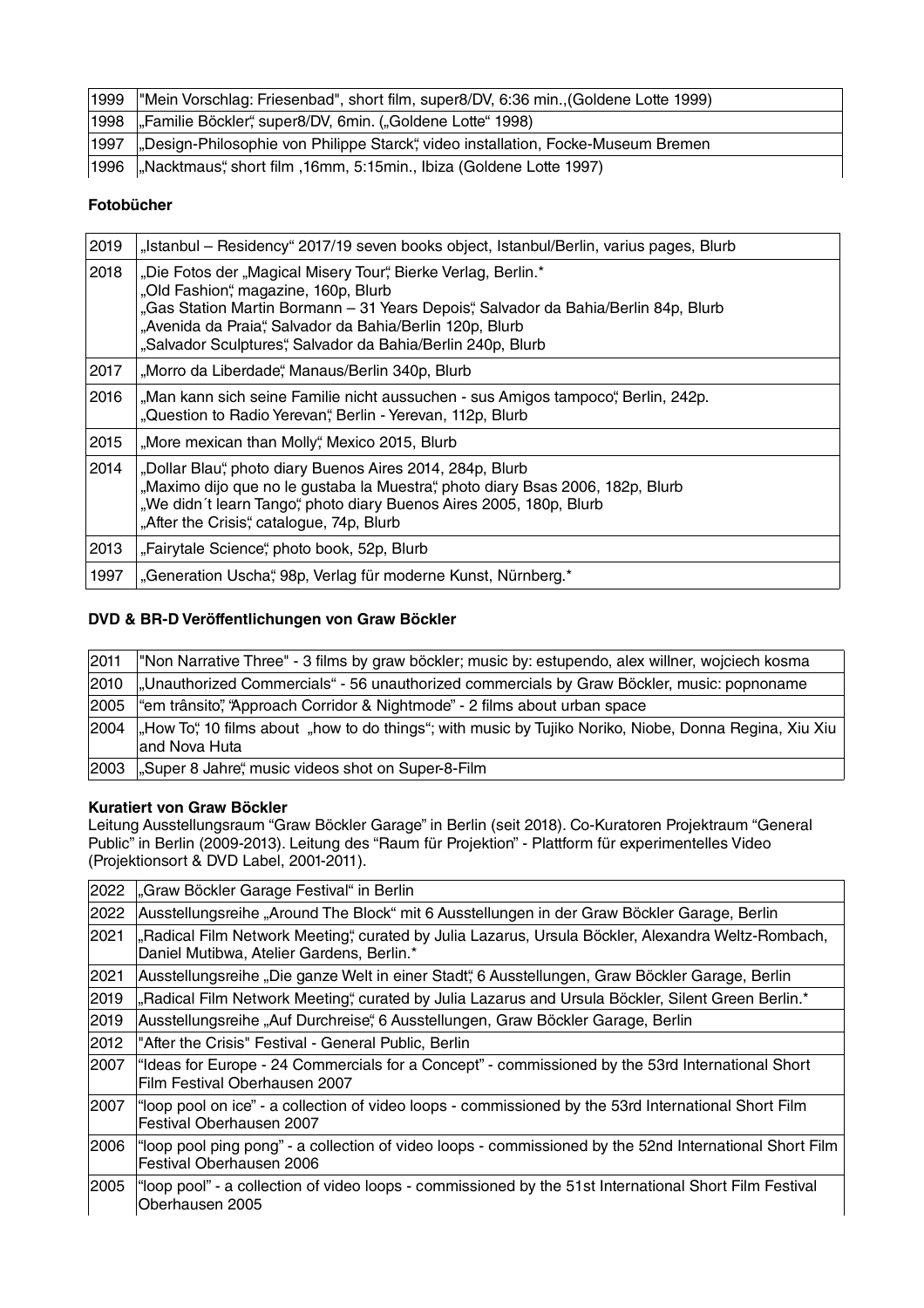| | |
|---|---|
| 1999 | "Mein Vorschlag: Friesenbad", short film, super8/DV, 6:36 min.,(Goldene Lotte 1999) |
| 1998 | „Familie Böckler", super8/DV, 6min. („Goldene Lotte" 1998) |
| 1997 | „Design-Philosophie von Philippe Starck", video installation, Focke-Museum Bremen |
| 1996 | „Nacktmaus", short film ,16mm, 5:15min., Ibiza (Goldene Lotte 1997) |

**Fotobücher**

| | |
|---|---|
| 2019 | „Istanbul – Residency" 2017/19 seven books object, Istanbul/Berlin, varius pages, Blurb |
| 2018 | „Die Fotos der „Magical Misery Tour", Bierke Verlag, Berlin.*<br>„Old Fashion", magazine, 160p, Blurb<br>„Gas Station Martin Bormann – 31 Years Depois", Salvador da Bahia/Berlin 84p, Blurb<br>„Avenida da Praia", Salvador da Bahia/Berlin 120p, Blurb<br>„Salvador Sculptures", Salvador da Bahia/Berlin 240p, Blurb |
| 2017 | „Morro da Liberdade", Manaus/Berlin 340p, Blurb |
| 2016 | „Man kann sich seine Familie nicht aussuchen - sus Amigos tampoco", Berlin, 242p.<br>„Question to Radio Yerevan", Berlin - Yerevan, 112p, Blurb |
| 2015 | „More mexican than Molly", Mexico 2015, Blurb |
| 2014 | „Dollar Blau", photo diary Buenos Aires 2014, 284p, Blurb<br>„Maximo dijo que no le gustaba la Muestra", photo diary Bsas 2006, 182p, Blurb<br>„We didn´t learn Tango", photo diary Buenos Aires 2005, 180p, Blurb<br>„After the Crisis", catalogue, 74p, Blurb |
| 2013 | „Fairytale Science", photo book, 52p, Blurb |
| 1997 | „Generation Uscha", 98p, Verlag für moderne Kunst, Nürnberg.* |

**DVD & BR-D Veröffentlichungen von Graw Böckler**

| | |
|---|---|
| 2011 | "Non Narrative Three" - 3 films by graw böckler; music by: estupendo, alex willner, wojciech kosma |
| 2010 | „Unauthorized Commercials" - 56 unauthorized commercials by Graw Böckler, music: popnoname |
| 2005 | "em trânsito", "Approach Corridor & Nightmode" - 2 films about urban space |
| 2004 | „How To", 10 films about „how to do things"; with music by Tujiko Noriko, Niobe, Donna Regina, Xiu Xiu and Nova Huta |
| 2003 | „Super 8 Jahre", music videos shot on Super-8-Film |

**Kuratiert von Graw Böckler**

Leitung Ausstellungsraum "Graw Böckler Garage" in Berlin (seit 2018). Co-Kuratoren Projektraum "General Public" in Berlin (2009-2013). Leitung des "Raum für Projektion" - Plattform für experimentelles Video (Projektionsort & DVD Label, 2001-2011).

| | |
|---|---|
| 2022 | „Graw Böckler Garage Festival" in Berlin |
| 2022 | Ausstellungsreihe „Around The Block" mit 6 Ausstellungen in der Graw Böckler Garage, Berlin |
| 2021 | „Radical Film Network Meeting", curated by Julia Lazarus, Ursula Böckler, Alexandra Weltz-Rombach, Daniel Mutibwa, Atelier Gardens, Berlin.* |
| 2021 | Ausstellungsreihe „Die ganze Welt in einer Stadt", 6 Ausstellungen, Graw Böckler Garage, Berlin |
| 2019 | „Radical Film Network Meeting", curated by Julia Lazarus and Ursula Böckler, Silent Green Berlin.* |
| 2019 | Ausstellungsreihe „Auf Durchreise", 6 Ausstellungen, Graw Böckler Garage, Berlin |
| 2012 | "After the Crisis" Festival - General Public, Berlin |
| 2007 | "Ideas for Europe - 24 Commercials for a Concept" - commissioned by the 53rd International Short Film Festival Oberhausen 2007 |
| 2007 | "loop pool on ice" - a collection of video loops - commissioned by the 53rd International Short Film Festival Oberhausen 2007 |
| 2006 | "loop pool ping pong" - a collection of video loops - commissioned by the 52nd International Short Film Festival Oberhausen 2006 |
| 2005 | "loop pool" - a collection of video loops - commissioned by the 51st International Short Film Festival Oberhausen 2005 |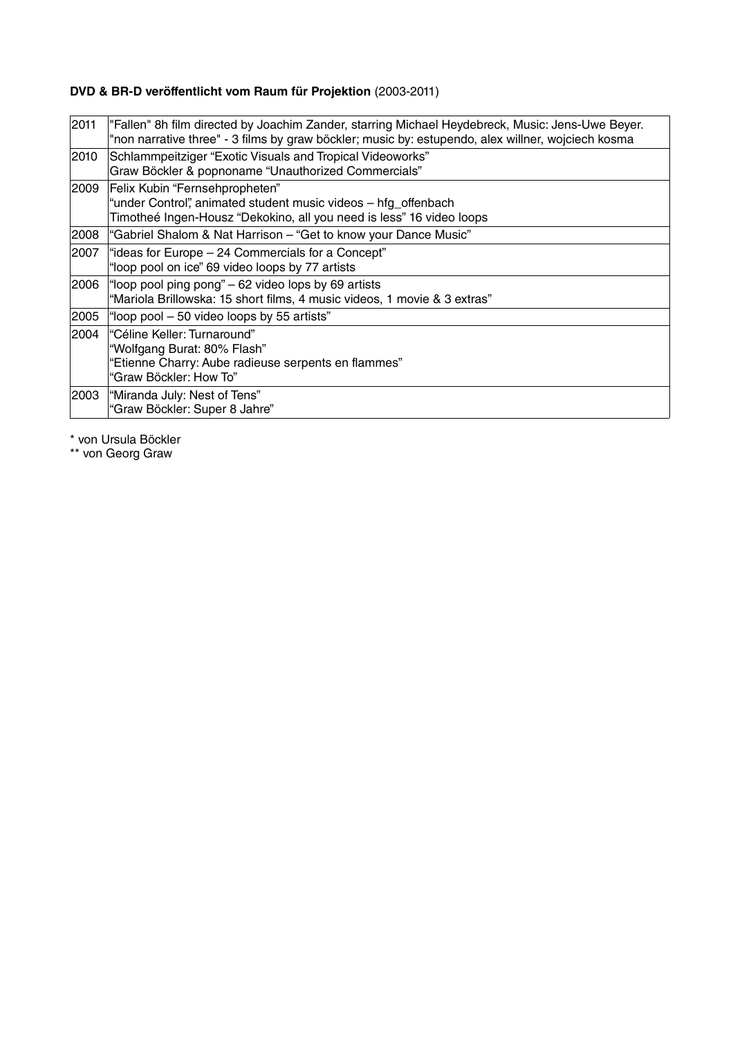**DVD & BR-D veröffentlicht vom Raum für Projektion** (2003-2011)

| | |
|---|---|
| 2011 | "Fallen" 8h film directed by Joachim Zander, starring Michael Heydebreck, Music: Jens-Uwe Beyer.<br>"non narrative three" - 3 films by graw böckler; music by: estupendo, alex willner, wojciech kosma |
| 2010 | Schlammpeitziger "Exotic Visuals and Tropical Videoworks"<br>Graw Böckler & popnoname "Unauthorized Commercials" |
| 2009 | Felix Kubin "Fernsehpropheten"<br>"under Control", animated student music videos – hfg_offenbach<br>Timotheé Ingen-Housz "Dekokino, all you need is less" 16 video loops |
| 2008 | "Gabriel Shalom & Nat Harrison – "Get to know your Dance Music" |
| 2007 | "ideas for Europe – 24 Commercials for a Concept"<br>"loop pool on ice" 69 video loops by 77 artists |
| 2006 | "loop pool ping pong" – 62 video lops by 69 artists<br>"Mariola Brillowska: 15 short films, 4 music videos, 1 movie & 3 extras" |
| 2005 | "loop pool – 50 video loops by 55 artists" |
| 2004 | "Céline Keller: Turnaround"<br>"Wolfgang Burat: 80% Flash"<br>"Etienne Charry: Aube radieuse serpents en flammes"<br>"Graw Böckler: How To" |
| 2003 | "Miranda July: Nest of Tens"<br>"Graw Böckler: Super 8 Jahre" |

* von Ursula Böckler
** von Georg Graw